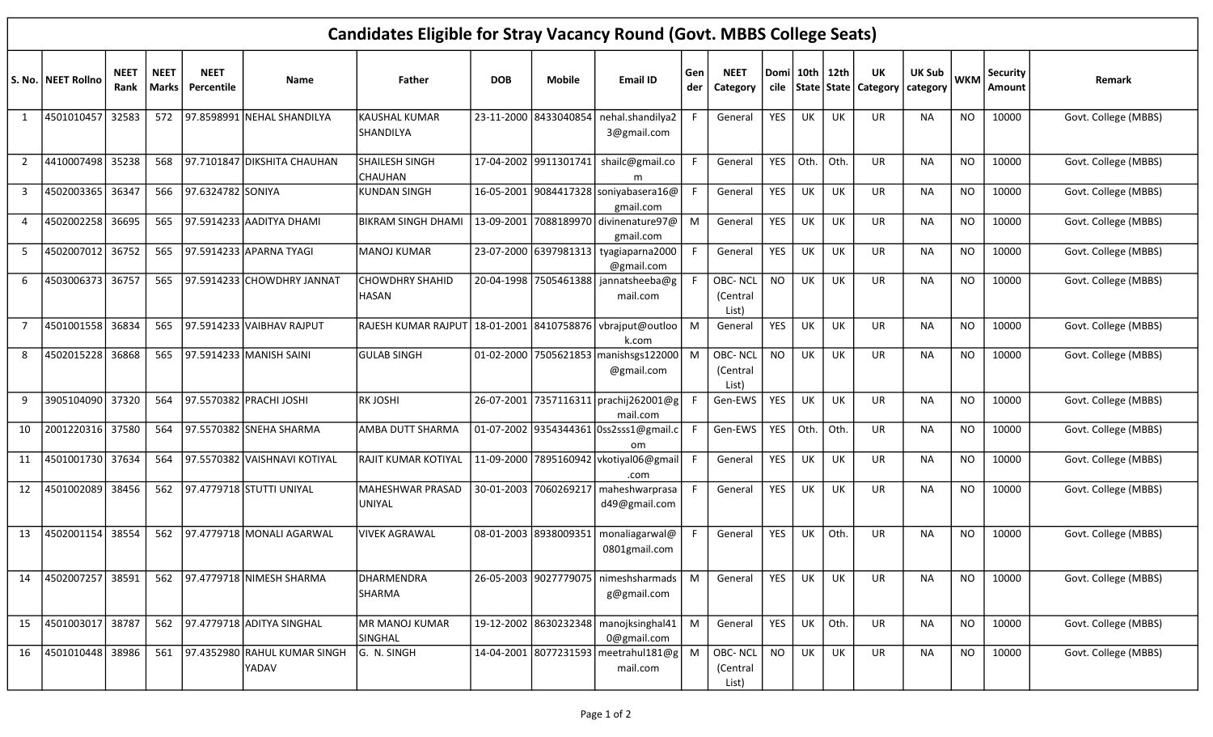# Candidates Eligible for Stray Vacancy Round (Govt. MBBS College Seats)

| S. No. | NEET Rollno | NEET Rank | NEET Marks | NEET Percentile | Name | Father | DOB | Mobile | Email ID | Gender | NEET Category | Domicile | 10th State | 12th State | UK Category | UK Sub category | WKM | Security Amount | Remark |
|---|---|---|---|---|---|---|---|---|---|---|---|---|---|---|---|---|---|---|---|
| 1 | 4501010457 | 32583 | 572 | 97.8598991 | NEHAL SHANDILYA | KAUSHAL KUMAR SHANDILYA | 23-11-2000 | 8433040854 | nehal.shandilya23@gmail.com | F | General | YES | UK | UK | UR | NA | NO | 10000 | Govt. College (MBBS) |
| 2 | 4410007498 | 35238 | 568 | 97.7101847 | DIKSHITA CHAUHAN | SHAILESH SINGH CHAUHAN | 17-04-2002 | 9911301741 | shailc@gmail.com | F | General | YES | Oth. | Oth. | UR | NA | NO | 10000 | Govt. College (MBBS) |
| 3 | 4502003365 | 36347 | 566 | 97.6324782 | SONIYA | KUNDAN SINGH | 16-05-2001 | 9084417328 | soniyabasera16@gmail.com | F | General | YES | UK | UK | UR | NA | NO | 10000 | Govt. College (MBBS) |
| 4 | 4502002258 | 36695 | 565 | 97.5914233 | AADITYA DHAMI | BIKRAM SINGH DHAMI | 13-09-2001 | 7088189970 | divinenature97@gmail.com | M | General | YES | UK | UK | UR | NA | NO | 10000 | Govt. College (MBBS) |
| 5 | 4502007012 | 36752 | 565 | 97.5914233 | APARNA TYAGI | MANOJ KUMAR | 23-07-2000 | 6397981313 | tyagiaparna2000@gmail.com | F | General | YES | UK | UK | UR | NA | NO | 10000 | Govt. College (MBBS) |
| 6 | 4503006373 | 36757 | 565 | 97.5914233 | CHOWDHRY JANNAT | CHOWDHRY SHAHID HASAN | 20-04-1998 | 7505461388 | jannatsheeba@gmail.com | F | OBC- NCL (Central List) | NO | UK | UK | UR | NA | NO | 10000 | Govt. College (MBBS) |
| 7 | 4501001558 | 36834 | 565 | 97.5914233 | VAIBHAV RAJPUT | RAJESH KUMAR RAJPUT | 18-01-2001 | 8410758876 | vbrajput@outlook.com | M | General | YES | UK | UK | UR | NA | NO | 10000 | Govt. College (MBBS) |
| 8 | 4502015228 | 36868 | 565 | 97.5914233 | MANISH SAINI | GULAB SINGH | 01-02-2000 | 7505621853 | manishsgs122000@gmail.com | M | OBC- NCL (Central List) | NO | UK | UK | UR | NA | NO | 10000 | Govt. College (MBBS) |
| 9 | 3905104090 | 37320 | 564 | 97.5570382 | PRACHI JOSHI | RK JOSHI | 26-07-2001 | 7357116311 | prachij262001@gmail.com | F | Gen-EWS | YES | UK | UK | UR | NA | NO | 10000 | Govt. College (MBBS) |
| 10 | 2001220316 | 37580 | 564 | 97.5570382 | SNEHA SHARMA | AMBA DUTT SHARMA | 01-07-2002 | 9354344361 | 0ss2sss1@gmail.com | F | Gen-EWS | YES | Oth. | Oth. | UR | NA | NO | 10000 | Govt. College (MBBS) |
| 11 | 4501001730 | 37634 | 564 | 97.5570382 | VAISHNAVI KOTIYAL | RAJIT KUMAR KOTIYAL | 11-09-2000 | 7895160942 | vkotiyal06@gmail.com | F | General | YES | UK | UK | UR | NA | NO | 10000 | Govt. College (MBBS) |
| 12 | 4501002089 | 38456 | 562 | 97.4779718 | STUTTI UNIYAL | MAHESHWAR PRASAD UNIYAL | 30-01-2003 | 7060269217 | maheshwarprasad49@gmail.com | F | General | YES | UK | UK | UR | NA | NO | 10000 | Govt. College (MBBS) |
| 13 | 4502001154 | 38554 | 562 | 97.4779718 | MONALI AGARWAL | VIVEK AGRAWAL | 08-01-2003 | 8938009351 | monaliagarwal@0801gmail.com | F | General | YES | UK | Oth. | UR | NA | NO | 10000 | Govt. College (MBBS) |
| 14 | 4502007257 | 38591 | 562 | 97.4779718 | NIMESH SHARMA | DHARMENDRA SHARMA | 26-05-2003 | 9027779075 | nimeshsharmadsg@gmail.com | M | General | YES | UK | UK | UR | NA | NO | 10000 | Govt. College (MBBS) |
| 15 | 4501003017 | 38787 | 562 | 97.4779718 | ADITYA SINGHAL | MR MANOJ KUMAR SINGHAL | 19-12-2002 | 8630232348 | manojksinghal410@gmail.com | M | General | YES | UK | Oth. | UR | NA | NO | 10000 | Govt. College (MBBS) |
| 16 | 4501010448 | 38986 | 561 | 97.4352980 | RAHUL KUMAR SINGH YADAV | G. N. SINGH | 14-04-2001 | 8077231593 | meetrahul181@gmail.com | M | OBC- NCL (Central List) | NO | UK | UK | UR | NA | NO | 10000 | Govt. College (MBBS) |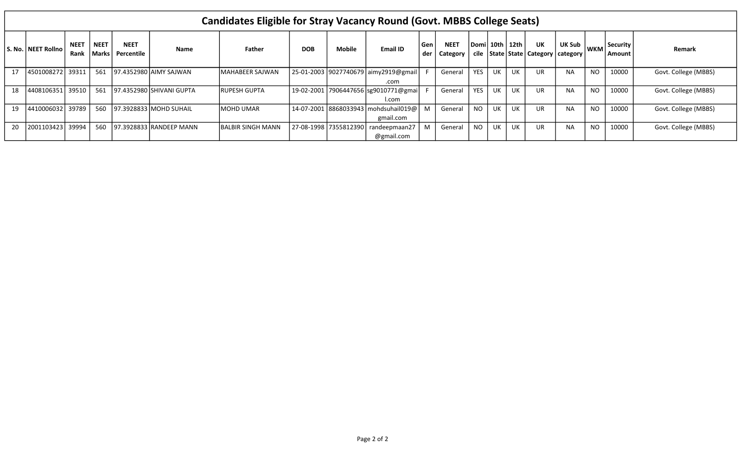# Candidates Eligible for Stray Vacancy Round (Govt. MBBS College Seats)

| S. No. | NEET Rollno | NEET Rank | NEET Marks | NEET Percentile | Name | Father | DOB | Mobile | Email ID | Gender | NEET Category | Domicile | 10th State | 12th State | UK Category | UK Sub category | WKM | Security Amount | Remark |
|---|---|---|---|---|---|---|---|---|---|---|---|---|---|---|---|---|---|---|---|
| 17 | 4501008272 | 39311 | 561 | 97.4352980 | AIMY SAJWAN | MAHABEER SAJWAN | 25-01-2003 | 9027740679 | aimy2919@gmail.com | F | General | YES | UK | UK | UR | NA | NO | 10000 | Govt. College (MBBS) |
| 18 | 4408106351 | 39510 | 561 | 97.4352980 | SHIVANI GUPTA | RUPESH GUPTA | 19-02-2001 | 7906447656 | sg9010771@gmail.com | F | General | YES | UK | UK | UR | NA | NO | 10000 | Govt. College (MBBS) |
| 19 | 4410006032 | 39789 | 560 | 97.3928833 | MOHD SUHAIL | MOHD UMAR | 14-07-2001 | 8868033943 | mohdsuhail019@gmail.com | M | General | NO | UK | UK | UR | NA | NO | 10000 | Govt. College (MBBS) |
| 20 | 2001103423 | 39994 | 560 | 97.3928833 | RANDEEP MANN | BALBIR SINGH MANN | 27-08-1998 | 7355812390 | randeepmaan27@gmail.com | M | General | NO | UK | UK | UR | NA | NO | 10000 | Govt. College (MBBS) |